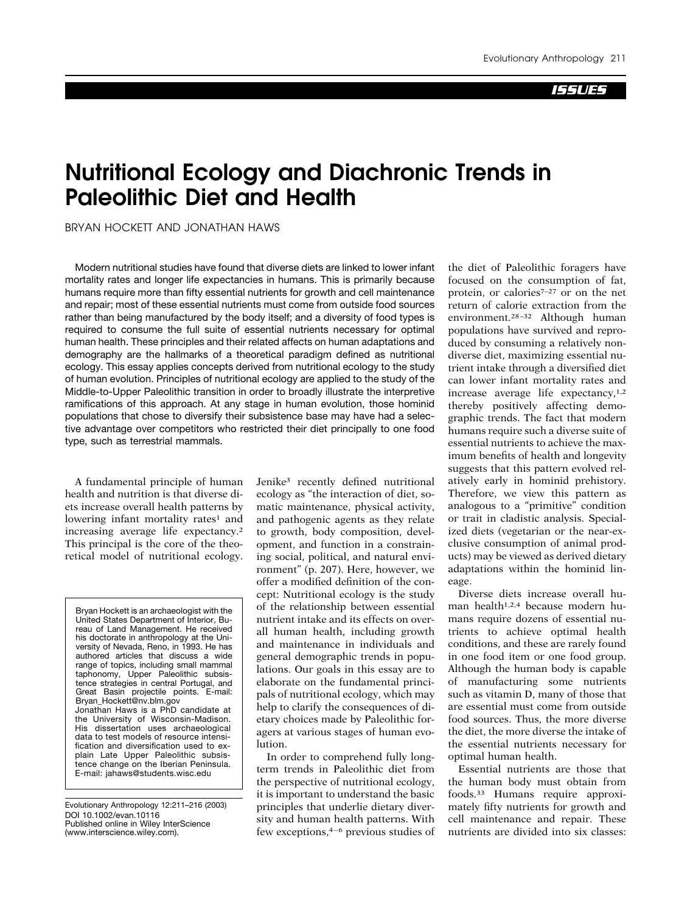ISSUES

# Nutritional Ecology and Diachronic Trends in Paleolithic Diet and Health

BRYAN HOCKETT AND JONATHAN HAWS

Modern nutritional studies have found that diverse diets are linked to lower infant mortality rates and longer life expectancies in humans. This is primarily because humans require more than fifty essential nutrients for growth and cell maintenance and repair; most of these essential nutrients must come from outside food sources rather than being manufactured by the body itself; and a diversity of food types is required to consume the full suite of essential nutrients necessary for optimal human health. These principles and their related affects on human adaptations and demography are the hallmarks of a theoretical paradigm defined as nutritional ecology. This essay applies concepts derived from nutritional ecology to the study of human evolution. Principles of nutritional ecology are applied to the study of the Middle-to-Upper Paleolithic transition in order to broadly illustrate the interpretive ramifications of this approach. At any stage in human evolution, those hominid populations that chose to diversify their subsistence base may have had a selective advantage over competitors who restricted their diet principally to one food type, such as terrestrial mammals.

A fundamental principle of human health and nutrition is that diverse diets increase overall health patterns by lowering infant mortality rates[1] and increasing average life expectancy.[2] This principal is the core of the theoretical model of nutritional ecology.

Bryan Hockett is an archaeologist with the United States Department of Interior, Bureau of Land Management. He received his doctorate in anthropology at the University of Nevada, Reno, in 1993. He has authored articles that discuss a wide range of topics, including small mammal taphonomy, Upper Paleolithic subsistence strategies in central Portugal, and Great Basin projectile points. E-mail: Bryan_Hockett@nv.blm.gov
Jonathan Haws is a PhD candidate at the University of Wisconsin-Madison. His dissertation uses archaeological data to test models of resource intensification and diversification used to explain Late Upper Paleolithic subsistence change on the Iberian Peninsula. E-mail: jahaws@students.wisc.edu

Evolutionary Anthropology 12:211–216 (2003)
DOI 10.1002/evan.10116
Published online in Wiley InterScience (www.interscience.wiley.com).

Jenike[3] recently defined nutritional ecology as "the interaction of diet, somatic maintenance, physical activity, and pathogenic agents as they relate to growth, body composition, development, and function in a constraining social, political, and natural environment" (p. 207). Here, however, we offer a modified definition of the concept: Nutritional ecology is the study of the relationship between essential nutrient intake and its effects on overall human health, including growth and maintenance in individuals and general demographic trends in populations. Our goals in this essay are to elaborate on the fundamental principals of nutritional ecology, which may help to clarify the consequences of dietary choices made by Paleolithic foragers at various stages of human evolution.

In order to comprehend fully long-term trends in Paleolithic diet from the perspective of nutritional ecology, it is important to understand the basic principles that underlie dietary diversity and human health patterns. With few exceptions,[4–6] previous studies of the diet of Paleolithic foragers have focused on the consumption of fat, protein, or calories[7–27] or on the net return of calorie extraction from the environment.[28–32] Although human populations have survived and reproduced by consuming a relatively non-diverse diet, maximizing essential nutrient intake through a diversified diet can lower infant mortality rates and increase average life expectancy,[1,2] thereby positively affecting demographic trends. The fact that modern humans require such a diverse suite of essential nutrients to achieve the maximum benefits of health and longevity suggests that this pattern evolved relatively early in hominid prehistory. Therefore, we view this pattern as analogous to a "primitive" condition or trait in cladistic analysis. Specialized diets (vegetarian or the near-exclusive consumption of animal products) may be viewed as derived dietary adaptations within the hominid lineage.

Diverse diets increase overall human health[1,2,4] because modern humans require dozens of essential nutrients to achieve optimal health conditions, and these are rarely found in one food item or one food group. Although the human body is capable of manufacturing some nutrients such as vitamin D, many of those that are essential must come from outside food sources. Thus, the more diverse the diet, the more diverse the intake of the essential nutrients necessary for optimal human health.

Essential nutrients are those that the human body must obtain from foods.[33] Humans require approximately fifty nutrients for growth and cell maintenance and repair. These nutrients are divided into six classes: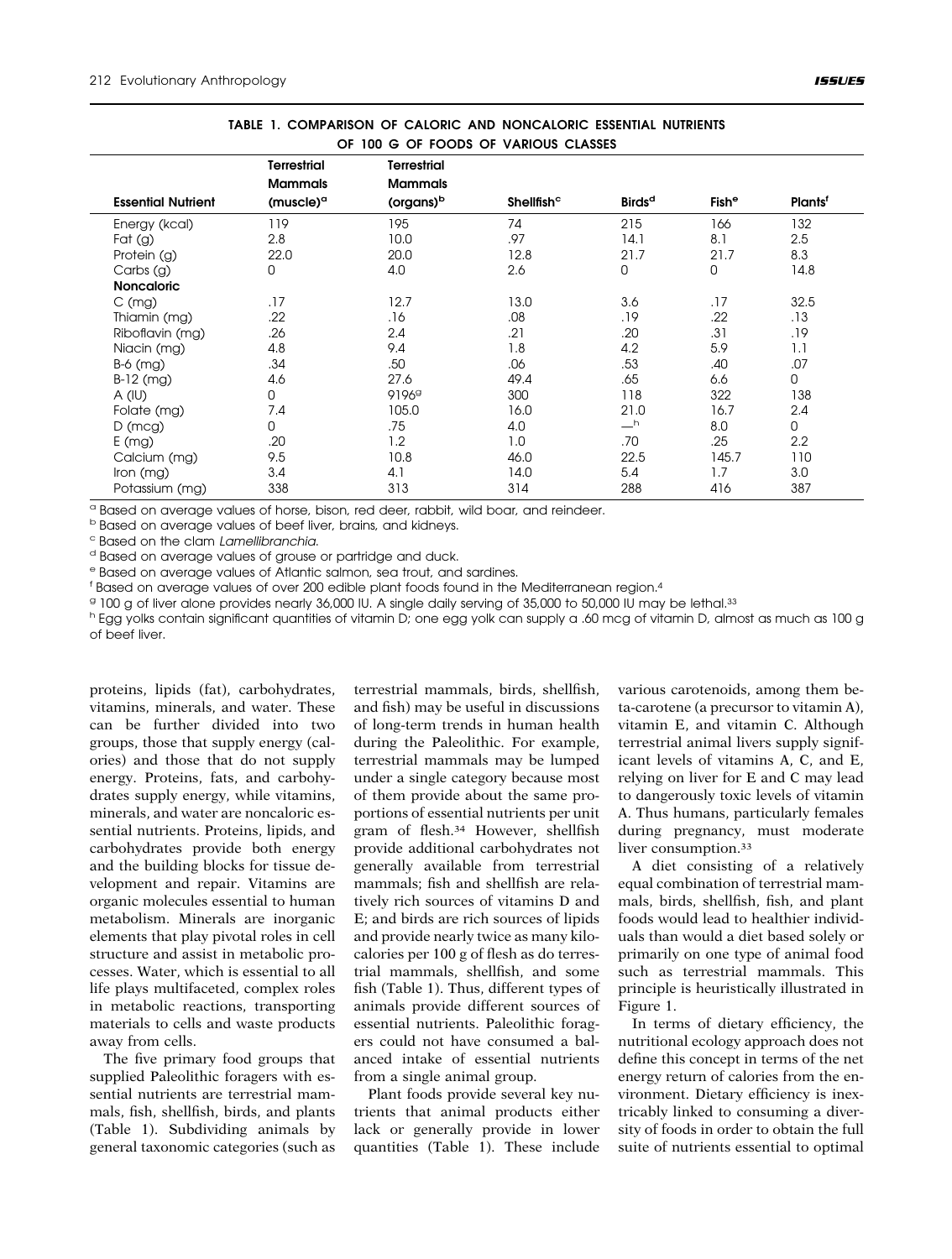**TABLE 1. COMPARISON OF CALORIC AND NONCALORIC ESSENTIAL NUTRIENTS OF 100 G OF FOODS OF VARIOUS CLASSES**

| Essential Nutrient | Terrestrial Mammals (muscle)[a] | Terrestrial Mammals (organs)[b] | Shellfish[c] | Birds[d] | Fish[e] | Plants[f] |
|---|---|---|---|---|---|---|
| Energy (kcal) | 119 | 195 | 74 | 215 | 166 | 132 |
| Fat (g) | 2.8 | 10.0 | .97 | 14.1 | 8.1 | 2.5 |
| Protein (g) | 22.0 | 20.0 | 12.8 | 21.7 | 21.7 | 8.3 |
| Carbs (g) | 0 | 4.0 | 2.6 | 0 | 0 | 14.8 |
| **Noncaloric** | | | | | | |
| C (mg) | .17 | 12.7 | 13.0 | 3.6 | .17 | 32.5 |
| Thiamin (mg) | .22 | .16 | .08 | .19 | .22 | .13 |
| Riboflavin (mg) | .26 | 2.4 | .21 | .20 | .31 | .19 |
| Niacin (mg) | 4.8 | 9.4 | 1.8 | 4.2 | 5.9 | 1.1 |
| B-6 (mg) | .34 | .50 | .06 | .53 | .40 | .07 |
| B-12 (mg) | 4.6 | 27.6 | 49.4 | .65 | 6.6 | 0 |
| A (IU) | 0 | 9196[g] | 300 | 118 | 322 | 138 |
| Folate (mg) | 7.4 | 105.0 | 16.0 | 21.0 | 16.7 | 2.4 |
| D (mcg) | 0 | .75 | 4.0 | —[h] | 8.0 | 0 |
| E (mg) | .20 | 1.2 | 1.0 | .70 | .25 | 2.2 |
| Calcium (mg) | 9.5 | 10.8 | 46.0 | 22.5 | 145.7 | 110 |
| Iron (mg) | 3.4 | 4.1 | 14.0 | 5.4 | 1.7 | 3.0 |
| Potassium (mg) | 338 | 313 | 314 | 288 | 416 | 387 |

[a] Based on average values of horse, bison, red deer, rabbit, wild boar, and reindeer.
[b] Based on average values of beef liver, brains, and kidneys.
[c] Based on the clam *Lamellibranchia.*
[d] Based on average values of grouse or partridge and duck.
[e] Based on average values of Atlantic salmon, sea trout, and sardines.
[f] Based on average values of over 200 edible plant foods found in the Mediterranean region.[4]
[g] 100 g of liver alone provides nearly 36,000 IU. A single daily serving of 35,000 to 50,000 IU may be lethal.[33]
[h] Egg yolks contain significant quantities of vitamin D; one egg yolk can supply a .60 mcg of vitamin D, almost as much as 100 g of beef liver.

proteins, lipids (fat), carbohydrates, vitamins, minerals, and water. These can be further divided into two groups, those that supply energy (calories) and those that do not supply energy. Proteins, fats, and carbohydrates supply energy, while vitamins, minerals, and water are noncaloric essential nutrients. Proteins, lipids, and carbohydrates provide both energy and the building blocks for tissue development and repair. Vitamins are organic molecules essential to human metabolism. Minerals are inorganic elements that play pivotal roles in cell structure and assist in metabolic processes. Water, which is essential to all life plays multifaceted, complex roles in metabolic reactions, transporting materials to cells and waste products away from cells.

The five primary food groups that supplied Paleolithic foragers with essential nutrients are terrestrial mammals, fish, shellfish, birds, and plants (Table 1). Subdividing animals by general taxonomic categories (such as terrestrial mammals, birds, shellfish, and fish) may be useful in discussions of long-term trends in human health during the Paleolithic. For example, terrestrial mammals may be lumped under a single category because most of them provide about the same proportions of essential nutrients per unit gram of flesh.[34] However, shellfish provide additional carbohydrates not generally available from terrestrial mammals; fish and shellfish are relatively rich sources of vitamins D and E; and birds are rich sources of lipids and provide nearly twice as many kilocalories per 100 g of flesh as do terrestrial mammals, shellfish, and some fish (Table 1). Thus, different types of animals provide different sources of essential nutrients. Paleolithic foragers could not have consumed a balanced intake of essential nutrients from a single animal group.

Plant foods provide several key nutrients that animal products either lack or generally provide in lower quantities (Table 1). These include various carotenoids, among them beta-carotene (a precursor to vitamin A), vitamin E, and vitamin C. Although terrestrial animal livers supply significant levels of vitamins A, C, and E, relying on liver for E and C may lead to dangerously toxic levels of vitamin A. Thus humans, particularly females during pregnancy, must moderate liver consumption.[33]

A diet consisting of a relatively equal combination of terrestrial mammals, birds, shellfish, fish, and plant foods would lead to healthier individuals than would a diet based solely or primarily on one type of animal food such as terrestrial mammals. This principle is heuristically illustrated in Figure 1.

In terms of dietary efficiency, the nutritional ecology approach does not define this concept in terms of the net energy return of calories from the environment. Dietary efficiency is inextricably linked to consuming a diversity of foods in order to obtain the full suite of nutrients essential to optimal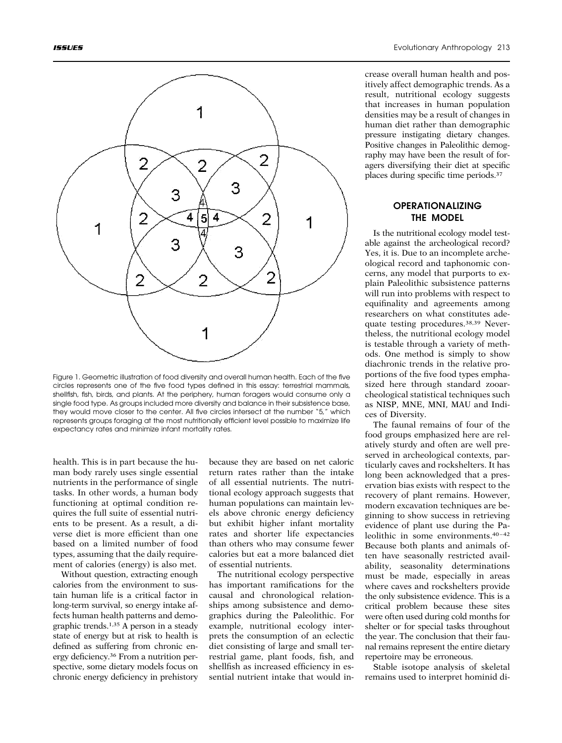Figure 1. Geometric illustration of food diversity and overall human health. Each of the five circles represents one of the five food types defined in this essay: terrestrial mammals, shellfish, fish, birds, and plants. At the periphery, human foragers would consume only a single food type. As groups included more diversity and balance in their subsistence base, they would move closer to the center. All five circles intersect at the number "5," which represents groups foraging at the most nutritionally efficient level possible to maximize life expectancy rates and minimize infant mortality rates.

health. This is in part because the human body rarely uses single essential nutrients in the performance of single tasks. In other words, a human body functioning at optimal condition requires the full suite of essential nutrients to be present. As a result, a diverse diet is more efficient than one based on a limited number of food types, assuming that the daily requirement of calories (energy) is also met.

Without question, extracting enough calories from the environment to sustain human life is a critical factor in long-term survival, so energy intake affects human health patterns and demographic trends.[1,35] A person in a steady state of energy but at risk to health is defined as suffering from chronic energy deficiency.[36] From a nutrition perspective, some dietary models focus on chronic energy deficiency in prehistory because they are based on net caloric return rates rather than the intake of all essential nutrients. The nutritional ecology approach suggests that human populations can maintain levels above chronic energy deficiency but exhibit higher infant mortality rates and shorter life expectancies than others who may consume fewer calories but eat a more balanced diet of essential nutrients.

The nutritional ecology perspective has important ramifications for the causal and chronological relationships among subsistence and demographics during the Paleolithic. For example, nutritional ecology interprets the consumption of an eclectic diet consisting of large and small terrestrial game, plant foods, fish, and shellfish as increased efficiency in essential nutrient intake that would increase overall human health and positively affect demographic trends. As a result, nutritional ecology suggests that increases in human population densities may be a result of changes in human diet rather than demographic pressure instigating dietary changes. Positive changes in Paleolithic demography may have been the result of foragers diversifying their diet at specific places during specific time periods.[37]

## OPERATIONALIZING THE MODEL

Is the nutritional ecology model testable against the archeological record? Yes, it is. Due to an incomplete archeological record and taphonomic concerns, any model that purports to explain Paleolithic subsistence patterns will run into problems with respect to equifinality and agreements among researchers on what constitutes adequate testing procedures.[38,39] Nevertheless, the nutritional ecology model is testable through a variety of methods. One method is simply to show diachronic trends in the relative proportions of the five food types emphasized here through standard zooarcheological statistical techniques such as NISP, MNE, MNI, MAU and Indices of Diversity.

The faunal remains of four of the food groups emphasized here are relatively sturdy and often are well preserved in archeological contexts, particularly caves and rockshelters. It has long been acknowledged that a preservation bias exists with respect to the recovery of plant remains. However, modern excavation techniques are beginning to show success in retrieving evidence of plant use during the Paleolithic in some environments.[40–42] Because both plants and animals often have seasonally restricted availability, seasonality determinations must be made, especially in areas where caves and rockshelters provide the only subsistence evidence. This is a critical problem because these sites were often used during cold months for shelter or for special tasks throughout the year. The conclusion that their faunal remains represent the entire dietary repertoire may be erroneous.

Stable isotope analysis of skeletal remains used to interpret hominid di-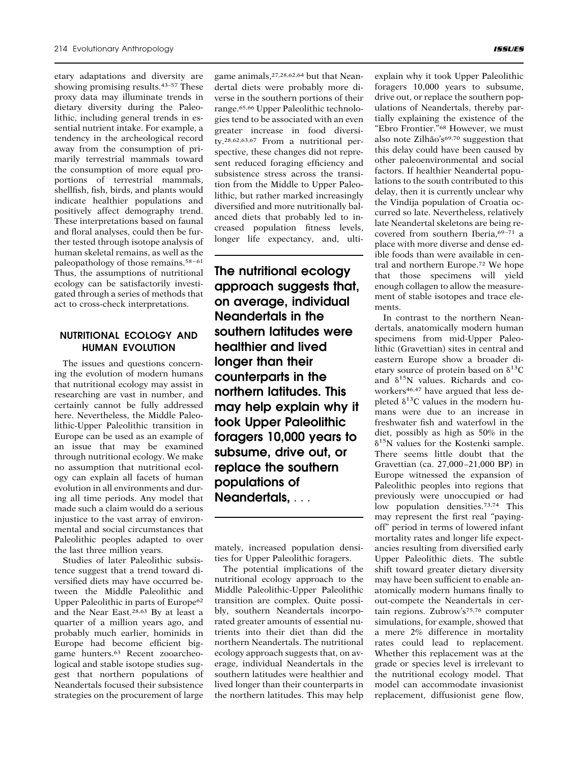etary adaptations and diversity are showing promising results.[43–57] These proxy data may illuminate trends in dietary diversity during the Paleolithic, including general trends in essential nutrient intake. For example, a tendency in the archeological record away from the consumption of primarily terrestrial mammals toward the consumption of more equal proportions of terrestrial mammals, shellfish, fish, birds, and plants would indicate healthier populations and positively affect demography trend. These interpretations based on faunal and floral analyses, could then be further tested through isotope analysis of human skeletal remains, as well as the paleopathology of those remains.[58–61] Thus, the assumptions of nutritional ecology can be satisfactorily investigated through a series of methods that act to cross-check interpretations.

## NUTRITIONAL ECOLOGY AND HUMAN EVOLUTION

The issues and questions concerning the evolution of modern humans that nutritional ecology may assist in researching are vast in number, and certainly cannot be fully addressed here. Nevertheless, the Middle Paleolithic-Upper Paleolithic transition in Europe can be used as an example of an issue that may be examined through nutritional ecology. We make no assumption that nutritional ecology can explain all facets of human evolution in all environments and during all time periods. Any model that made such a claim would do a serious injustice to the vast array of environmental and social circumstances that Paleolithic peoples adapted to over the last three million years.

Studies of later Paleolithic subsistence suggest that a trend toward diversified diets may have occurred between the Middle Paleolithic and Upper Paleolithic in parts of Europe[62] and the Near East.[28,63] By at least a quarter of a million years ago, and probably much earlier, hominids in Europe had become efficient big-game hunters.[63] Recent zooarcheological and stable isotope studies suggest that northern populations of Neandertals focused their subsistence strategies on the procurement of large game animals,[27,28,62,64] but that Neandertal diets were probably more diverse in the southern portions of their range.[65,66] Upper Paleolithic technologies tend to be associated with an even greater increase in food diversity.[28,62,63,67] From a nutritional perspective, these changes did not represent reduced foraging efficiency and subsistence stress across the transition from the Middle to Upper Paleolithic, but rather marked increasingly diversified and more nutritionally balanced diets that probably led to increased population fitness levels, longer life expectancy, and, ultimately, increased population densities for Upper Paleolithic foragers.

**The nutritional ecology approach suggests that, on average, individual Neandertals in the southern latitudes were healthier and lived longer than their counterparts in the northern latitudes. This may help explain why it took Upper Paleolithic foragers 10,000 years to subsume, drive out, or replace the southern populations of Neandertals, . . .**

The potential implications of the nutritional ecology approach to the Middle Paleolithic-Upper Paleolithic transition are complex. Quite possibly, southern Neandertals incorporated greater amounts of essential nutrients into their diet than did the northern Neandertals. The nutritional ecology approach suggests that, on average, individual Neandertals in the southern latitudes were healthier and lived longer than their counterparts in the northern latitudes. This may help explain why it took Upper Paleolithic foragers 10,000 years to subsume, drive out, or replace the southern populations of Neandertals, thereby partially explaining the existence of the "Ebro Frontier."[68] However, we must also note Zilhão's[69,70] suggestion that this delay could have been caused by other paleoenvironmental and social factors. If healthier Neandertal populations to the south contributed to this delay, then it is currently unclear why the Vindija population of Croatia occurred so late. Nevertheless, relatively late Neandertal skeletons are being recovered from southern Iberia,[69–71] a place with more diverse and dense edible foods than were available in central and northern Europe.[72] We hope that those specimens will yield enough collagen to allow the measurement of stable isotopes and trace elements.

In contrast to the northern Neandertals, anatomically modern human specimens from mid-Upper Paleolithic (Gravettian) sites in central and eastern Europe show a broader dietary source of protein based on $\delta^{13}C$ and $\delta^{15}N$ values. Richards and coworkers[46,47] have argued that less depleted $\delta^{13}C$ values in the modern humans were due to an increase in freshwater fish and waterfowl in the diet, possibly as high as 50% in the $\delta^{15}N$ values for the Kostenki sample. There seems little doubt that the Gravettian (ca. 27,000–21,000 BP) in Europe witnessed the expansion of Paleolithic peoples into regions that previously were unoccupied or had low population densities.[73,74] This may represent the first real "paying-off" period in terms of lowered infant mortality rates and longer life expectancies resulting from diversified early Upper Paleolithic diets. The subtle shift toward greater dietary diversity may have been sufficient to enable anatomically modern humans finally to out-compete the Neandertals in certain regions. Zubrow's[75,76] computer simulations, for example, showed that a mere 2% difference in mortality rates could lead to replacement. Whether this replacement was at the grade or species level is irrelevant to the nutritional ecology model. That model can accommodate invasionist replacement, diffusionist gene flow,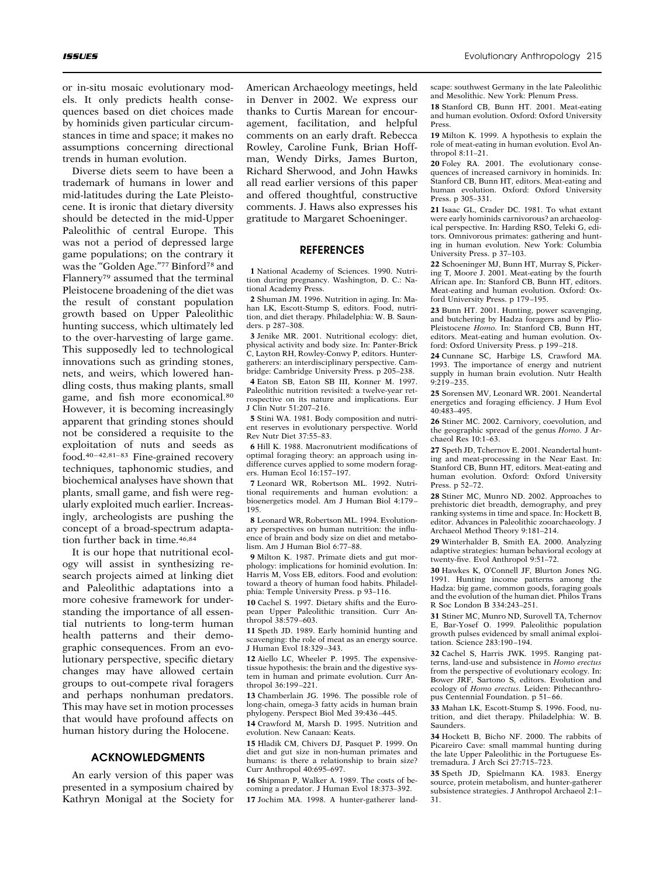or in-situ mosaic evolutionary models. It only predicts health consequences based on diet choices made by hominids given particular circumstances in time and space; it makes no assumptions concerning directional trends in human evolution.

Diverse diets seem to have been a trademark of humans in lower and mid-latitudes during the Late Pleistocene. It is ironic that dietary diversity should be detected in the mid-Upper Paleolithic of central Europe. This was not a period of depressed large game populations; on the contrary it was the "Golden Age."[77] Binford[78] and Flannery[79] assumed that the terminal Pleistocene broadening of the diet was the result of constant population growth based on Upper Paleolithic hunting success, which ultimately led to the over-harvesting of large game. This supposedly led to technological innovations such as grinding stones, nets, and weirs, which lowered handling costs, thus making plants, small game, and fish more economical.[80] However, it is becoming increasingly apparent that grinding stones should not be considered a requisite to the exploitation of nuts and seeds as food.[40–42,81–83] Fine-grained recovery techniques, taphonomic studies, and biochemical analyses have shown that plants, small game, and fish were regularly exploited much earlier. Increasingly, archeologists are pushing the concept of a broad-spectrum adaptation further back in time.[46,84]

It is our hope that nutritional ecology will assist in synthesizing research projects aimed at linking diet and Paleolithic adaptations into a more cohesive framework for understanding the importance of all essential nutrients to long-term human health patterns and their demographic consequences. From an evolutionary perspective, specific dietary changes may have allowed certain groups to out-compete rival foragers and perhaps nonhuman predators. This may have set in motion processes that would have profound affects on human history during the Holocene.

## ACKNOWLEDGMENTS

An early version of this paper was presented in a symposium chaired by Kathryn Monigal at the Society for American Archaeology meetings, held in Denver in 2002. We express our thanks to Curtis Marean for encouragement, facilitation, and helpful comments on an early draft. Rebecca Rowley, Caroline Funk, Brian Hoffman, Wendy Dirks, James Burton, Richard Sherwood, and John Hawks all read earlier versions of this paper and offered thoughtful, constructive comments. J. Haws also expresses his gratitude to Margaret Schoeninger.

## REFERENCES

**1** National Academy of Sciences. 1990. Nutrition during pregnancy. Washington, D. C.: National Academy Press.

**2** Shuman JM. 1996. Nutrition in aging. In: Mahan LK, Escott-Stump S, editors. Food, nutrition, and diet therapy. Philadelphia: W. B. Saunders. p 287–308.

**3** Jenike MR. 2001. Nutritional ecology: diet, physical activity and body size. In: Panter-Brick C, Layton RH, Rowley-Conwy P, editors. Hunter-gatherers: an interdisciplinary perspective. Cambridge: Cambridge University Press. p 205–238.

**4** Eaton SB, Eaton SB III, Konner M. 1997. Paleolithic nutrition revisited: a twelve-year retrospective on its nature and implications. Eur J Clin Nutr 51:207–216.

**5** Stini WA. 1981. Body composition and nutrient reserves in evolutionary perspective. World Rev Nutr Diet 37:55–83.

**6** Hill K. 1988. Macronutrient modifications of optimal foraging theory: an approach using indifference curves applied to some modern foragers. Human Ecol 16:157–197.

**7** Leonard WR, Robertson ML. 1992. Nutritional requirements and human evolution: a bioenergetics model. Am J Human Biol 4:179–195.

**8** Leonard WR, Robertson ML. 1994. Evolutionary perspectives on human nutrition: the influence of brain and body size on diet and metabolism. Am J Human Biol 6:77–88.

**9** Milton K. 1987. Primate diets and gut morphology: implications for hominid evolution. In: Harris M, Voss EB, editors. Food and evolution: toward a theory of human food habits. Philadelphia: Temple University Press. p 93–116.

**10** Cachel S. 1997. Dietary shifts and the European Upper Paleolithic transition. Curr Anthropol 38:579–603.

**11** Speth JD. 1989. Early hominid hunting and scavenging: the role of meat as an energy source. J Human Evol 18:329–343.

**12** Aiello LC, Wheeler P. 1995. The expensive-tissue hypothesis: the brain and the digestive system in human and primate evolution. Curr Anthropol 36:199–221.

**13** Chamberlain JG. 1996. The possible role of long-chain, omega-3 fatty acids in human brain phylogeny. Perspect Biol Med 39:436–445.

**14** Crawford M, Marsh D. 1995. Nutrition and evolution. New Canaan: Keats.

**15** Hladik CM, Chivers DJ, Pasquet P. 1999. On diet and gut size in non-human primates and humans: is there a relationship to brain size? Curr Anthropol 40:695–697.

**16** Shipman P, Walker A. 1989. The costs of becoming a predator. J Human Evol 18:373–392.

**17** Jochim MA. 1998. A hunter-gatherer landscape: southwest Germany in the late Paleolithic and Mesolithic. New York: Plenum Press.

**18** Stanford CB, Bunn HT. 2001. Meat-eating and human evolution. Oxford: Oxford University Press.

**19** Milton K. 1999. A hypothesis to explain the role of meat-eating in human evolution. Evol Anthropol 8:11–21.

**20** Foley RA. 2001. The evolutionary consequences of increased carnivory in hominids. In: Stanford CB, Bunn HT, editors. Meat-eating and human evolution. Oxford: Oxford University Press. p 305–331.

**21** Isaac GL, Crader DC. 1981. To what extant were early hominids carnivorous? an archaeological perspective. In: Harding RSO, Teleki G, editors. Omnivorous primates: gathering and hunting in human evolution. New York: Columbia University Press. p 37–103.

**22** Schoeninger MJ, Bunn HT, Murray S, Pickering T, Moore J. 2001. Meat-eating by the fourth African ape. In: Stanford CB, Bunn HT, editors. Meat-eating and human evolution. Oxford: Oxford University Press. p 179–195.

**23** Bunn HT. 2001. Hunting, power scavenging, and butchering by Hadza foragers and by Plio-Pleistocene *Homo*. In: Stanford CB, Bunn HT, editors. Meat-eating and human evolution. Oxford: Oxford University Press. p 199–218.

**24** Cunnane SC, Harbige LS, Crawford MA. 1993. The importance of energy and nutrient supply in human brain evolution. Nutr Health 9:219–235.

**25** Sorensen MV, Leonard WR. 2001. Neandertal energetics and foraging efficiency. J Hum Evol 40:483–495.

**26** Stiner MC. 2002. Carnivory, coevolution, and the geographic spread of the genus *Homo*. J Archaeol Res 10:1–63.

**27** Speth JD, Tchernov E. 2001. Neandertal hunting and meat-processing in the Near East. In: Stanford CB, Bunn HT, editors. Meat-eating and human evolution. Oxford: Oxford University Press. p 52–72.

**28** Stiner MC, Munro ND. 2002. Approaches to prehistoric diet breadth, demography, and prey ranking systems in time and space. In: Hockett B, editor. Advances in Paleolithic zooarchaeology. J Archaeol Method Theory 9:181–214.

**29** Winterhalder B, Smith EA. 2000. Analyzing adaptive strategies: human behavioral ecology at twenty-five. Evol Anthropol 9:51–72.

**30** Hawkes K, O'Connell JF, Blurton Jones NG. 1991. Hunting income patterns among the Hadza: big game, common goods, foraging goals and the evolution of the human diet. Philos Trans R Soc London B 334:243–251.

**31** Stiner MC, Munro ND, Surovell TA, Tchernov E, Bar-Yosef O. 1999. Paleolithic population growth pulses evidenced by small animal exploitation. Science 283:190–194.

**32** Cachel S, Harris JWK. 1995. Ranging patterns, land-use and subsistence in *Homo erectus* from the perspective of evolutionary ecology. In: Bower JRF, Sartono S, editors. Evolution and ecology of *Homo erectus*. Leiden: Pithecanthropus Centennial Foundation. p 51–66.

**33** Mahan LK, Escott-Stump S. 1996. Food, nutrition, and diet therapy. Philadelphia: W. B. Saunders.

**34** Hockett B, Bicho NF. 2000. The rabbits of Picareiro Cave: small mammal hunting during the late Upper Paleolithic in the Portuguese Estremadura. J Arch Sci 27:715–723.

**35** Speth JD, Spielmann KA. 1983. Energy source, protein metabolism, and hunter-gatherer subsistence strategies. J Anthropol Archaeol 2:1–31.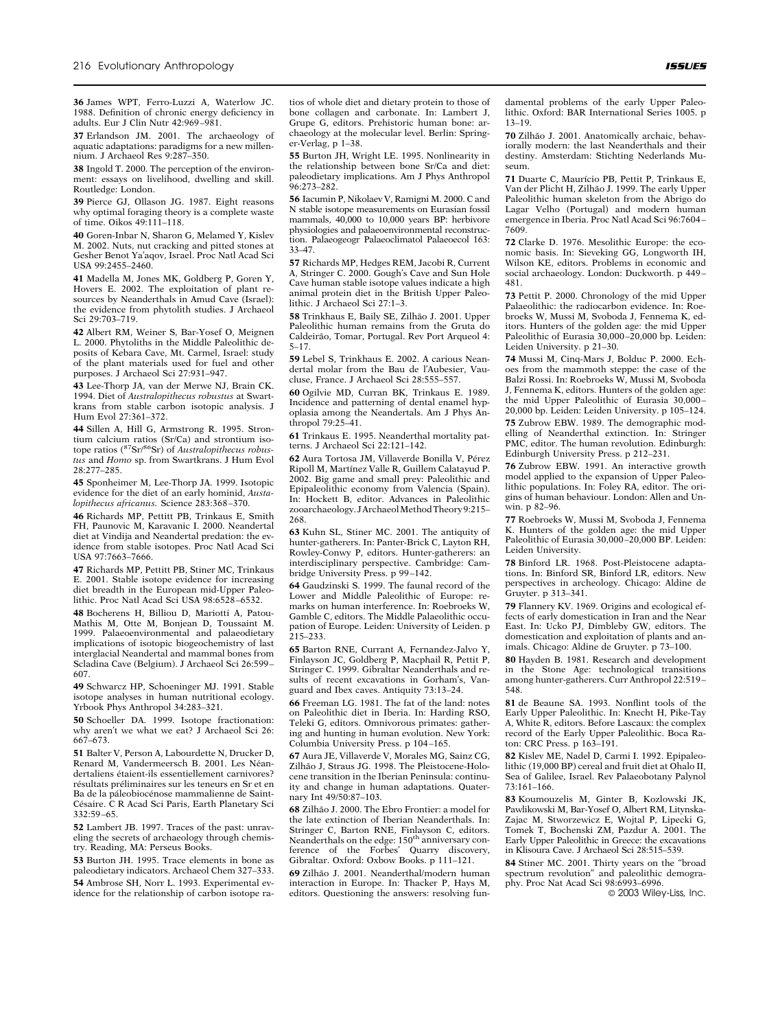36 James WPT, Ferro-Luzzi A, Waterlow JC. 1988. Definition of chronic energy deficiency in adults. Eur J Clin Nutr 42:969–981.

37 Erlandson JM. 2001. The archaeology of aquatic adaptations: paradigms for a new millennium. J Archaeol Res 9:287–350.

38 Ingold T. 2000. The perception of the environment: essays on livelihood, dwelling and skill. Routledge: London.

39 Pierce GJ, Ollason JG. 1987. Eight reasons why optimal foraging theory is a complete waste of time. Oikos 49:111–118.

40 Goren-Inbar N, Sharon G, Melamed Y, Kislev M. 2002. Nuts, nut cracking and pitted stones at Gesher Benot Ya'aqov, Israel. Proc Natl Acad Sci USA 99:2455–2460.

41 Madella M, Jones MK, Goldberg P, Goren Y, Hovers E. 2002. The exploitation of plant resources by Neanderthals in Amud Cave (Israel): the evidence from phytolith studies. J Archaeol Sci 29:703–719.

42 Albert RM, Weiner S, Bar-Yosef O, Meignen L. 2000. Phytoliths in the Middle Paleolithic deposits of Kebara Cave, Mt. Carmel, Israel: study of the plant materials used for fuel and other purposes. J Archaeol Sci 27:931–947.

43 Lee-Thorp JA, van der Merwe NJ, Brain CK. 1994. Diet of *Australopithecus robustus* at Swartkrans from stable carbon isotopic analysis. J Hum Evol 27:361–372.

44 Sillen A, Hill G, Armstrong R. 1995. Strontium calcium ratios (Sr/Ca) and strontium isotope ratios ($^{87}$Sr/$^{86}$Sr) of *Australopithecus robustus* and *Homo* sp. from Swartkrans. J Hum Evol 28:277–285.

45 Sponheimer M, Lee-Thorp JA. 1999. Isotopic evidence for the diet of an early hominid, *Austalopithecus africanus.* Science 283:368–370.

46 Richards MP, Pettitt PB, Trinkaus E, Smith FH, Paunovic M, Karavanic I. 2000. Neandertal diet at Vindija and Neandertal predation: the evidence from stable isotopes. Proc Natl Acad Sci USA 97:7663–7666.

47 Richards MP, Pettitt PB, Stiner MC, Trinkaus E. 2001. Stable isotope evidence for increasing dietary breadth in the European mid-Upper Paleolithic. Proc Natl Acad Sci USA 98:6528–6532.

48 Bocherens H, Billiou D, Mariotti A, Patou-Mathis M, Otte M, Bonjean D, Toussaint M. 1999. Palaeoenvironmental and palaeodietary implications of isotopic biogeochemistry of last interglacial Neandertal and mammal bones from Scladina Cave (Belgium). J Archaeol Sci 26:599–607.

49 Schwarcz HP, Schoeninger MJ. 1991. Stable isotope analyses in human nutritional ecology. Yrbook Phys Anthropol 34:283–321.

50 Schoeller DA. 1999. Isotope fractionation: why aren't we what we eat? J Archaeol Sci 26: 667–673.

51 Balter V, Person A, Labourdette N, Drucker D, Renard M, Vandermeersch B. 2001. Les Néandertaliens étaient-ils essentiellement carnivores? résultats préliminaires sur les teneurs en Sr et en Ba de la paléobiocénose mammalienne de Saint-Césaire. C R Acad Sci Paris, Earth Planetary Sci 332:59–65.

52 Lambert JB. 1997. Traces of the past: unraveling the secrets of archaeology through chemistry. Reading, MA: Perseus Books.

53 Burton JH. 1995. Trace elements in bone as paleodietary indicators. Archaeol Chem 327–333.

54 Ambrose SH, Norr L. 1993. Experimental evidence for the relationship of carbon isotope ratios of whole diet and dietary protein to those of bone collagen and carbonate. In: Lambert J, Grupe G, editors. Prehistoric human bone: archaeology at the molecular level. Berlin: Springer-Verlag, p 1–38.

55 Burton JH, Wright LE. 1995. Nonlinearity in the relationship between bone Sr/Ca and diet: paleodietary implications. Am J Phys Anthropol 96:273–282.

56 Iacumin P, Nikolaev V, Ramigni M. 2000. C and N stable isotope measurements on Eurasian fossil mammals, 40,000 to 10,000 years BP: herbivore physiologies and palaeoenvironmental reconstruction. Palaeogeogr Palaeoclimatol Palaeoecol 163: 33–47.

57 Richards MP, Hedges REM, Jacobi R, Current A, Stringer C. 2000. Gough's Cave and Sun Hole Cave human stable isotope values indicate a high animal protein diet in the British Upper Paleolithic. J Archaeol Sci 27:1–3.

58 Trinkhaus E, Baily SE, Zilhão J. 2001. Upper Paleolithic human remains from the Gruta do Caldeirão, Tomar, Portugal. Rev Port Arqueol 4: 5–17.

59 Lebel S, Trinkhaus E. 2002. A carious Neandertal molar from the Bau de l'Aubesier, Vaucluse, France. J Archaeol Sci 28:555–557.

60 Ogilvie MD, Curran BK, Trinkaus E. 1989. Incidence and patterning of dental enamel hypoplasia among the Neandertals. Am J Phys Anthropol 79:25–41.

61 Trinkaus E. 1995. Neanderthal mortality patterns. J Archaeol Sci 22:121–142.

62 Aura Tortosa JM, Villaverde Bonilla V, Pérez Ripoll M, Martínez Valle R, Guillem Calatayud P. 2002. Big game and small prey: Paleolithic and Epipaleolithic economy from Valencia (Spain). In: Hockett B, editor. Advances in Paleolithic zooarchaeology. J Archaeol Method Theory 9:215–268.

63 Kuhn SL, Stiner MC. 2001. The antiquity of hunter-gatherers. In: Panter-Brick C, Layton RH, Rowley-Conwy P, editors. Hunter-gatherers: an interdisciplinary perspective. Cambridge: Cambridge University Press. p 99–142.

64 Gaudzinski S. 1999. The faunal record of the Lower and Middle Paleolithic of Europe: remarks on human interference. In: Roebroeks W, Gamble C, editors. The Middle Palaeolithic occupation of Europe. Leiden: University of Leiden. p 215–233.

65 Barton RNE, Currant A, Fernandez-Jalvo Y, Finlayson JC, Goldberg P, Macphail R, Pettit P, Stringer C. 1999. Gibraltar Neanderthals and results of recent excavations in Gorham's, Vanguard and Ibex caves. Antiquity 73:13–24.

66 Freeman LG. 1981. The fat of the land: notes on Paleolithic diet in Iberia. In: Harding RSO, Teleki G, editors. Omnivorous primates: gathering and hunting in human evolution. New York: Columbia University Press. p 104–165.

67 Aura JE, Villaverde V, Morales MG, Sainz CG, Zilhão J, Straus JG. 1998. The Pleistocene-Holocene transition in the Iberian Peninsula: continuity and change in human adaptations. Quaternary Int 49/50:87–103.

68 Zilhão J. 2000. The Ebro Frontier: a model for the late extinction of Iberian Neanderthals. In: Stringer C, Barton RNE, Finlayson C, editors. Neanderthals on the edge: 150th anniversary conference of the Forbes' Quarry discovery, Gibraltar. Oxford: Oxbow Books. p 111–121.

69 Zilhão J. 2001. Neanderthal/modern human interaction in Europe. In: Thacker P, Hays M, editors. Questioning the answers: resolving fundamental problems of the early Upper Paleolithic. Oxford: BAR International Series 1005. p 13–19.

70 Zilhão J. 2001. Anatomically archaic, behaviorally modern: the last Neanderthals and their destiny. Amsterdam: Stichting Nederlands Museum.

71 Duarte C, Maurício PB, Pettit P, Trinkaus E, Van der Plicht H, Zilhão J. 1999. The early Upper Paleolithic human skeleton from the Abrigo do Lagar Velho (Portugal) and modern human emergence in Iberia. Proc Natl Acad Sci 96:7604–7609.

72 Clarke D. 1976. Mesolithic Europe: the economic basis. In: Sieveking GG, Longworth IH, Wilson KE, editors. Problems in economic and social archaeology. London: Duckworth. p 449–481.

73 Pettit P. 2000. Chronology of the mid Upper Palaeolithic: the radiocarbon evidence. In: Roebroeks W, Mussi M, Svoboda J, Fennema K, editors. Hunters of the golden age: the mid Upper Paleolithic of Eurasia 30,000–20,000 bp. Leiden: Leiden University. p 21–30.

74 Mussi M, Cinq-Mars J, Bolduc P. 2000. Echoes from the mammoth steppe: the case of the Balzi Rossi. In: Roebroeks W, Mussi M, Svoboda J, Fennema K, editors. Hunters of the golden age: the mid Upper Paleolithic of Eurasia 30,000–20,000 bp. Leiden: Leiden University. p 105–124.

75 Zubrow EBW. 1989. The demographic modelling of Neanderthal extinction. In: Stringer PMC, editor. The human revolution. Edinburgh: Edinburgh University Press. p 212–231.

76 Zubrow EBW. 1991. An interactive growth model applied to the expansion of Upper Paleolithic populations. In: Foley RA, editor. The origins of human behaviour. London: Allen and Unwin. p 82–96.

77 Roebroeks W, Mussi M, Svoboda J, Fennema K. Hunters of the golden age: the mid Upper Paleolithic of Eurasia 30,000–20,000 BP. Leiden: Leiden University.

78 Binford LR. 1968. Post-Pleistocene adaptations. In: Binford SR, Binford LR, editors. New perspectives in archeology. Chicago: Aldine de Gruyter. p 313–341.

79 Flannery KV. 1969. Origins and ecological effects of early domestication in Iran and the Near East. In: Ucko PJ, Dimbleby GW, editors. The domestication and exploitation of plants and animals. Chicago: Aldine de Gruyter. p 73–100.

80 Hayden B. 1981. Research and development in the Stone Age: technological transitions among hunter-gatherers. Curr Anthropol 22:519–548.

81 de Beaune SA. 1993. Nonflint tools of the Early Upper Paleolithic. In: Knecht H, Pike-Tay A, White R, editors. Before Lascaux: the complex record of the Early Upper Paleolithic. Boca Raton: CRC Press. p 163–191.

82 Kislev ME, Nadel D, Carmi I. 1992. Epipaleolithic (19,000 BP) cereal and fruit diet at Ohalo II, Sea of Galilee, Israel. Rev Palaeobotany Palynol 73:161–166.

83 Koumouzelis M, Ginter B, Kozlowski JK, Pawlikowski M, Bar-Yosef O, Albert RM, Litynska-Zajac M, Stworzewicz E, Wojtal P, Lipecki G, Tomek T, Bochenski ZM, Pazdur A. 2001. The Early Upper Paleolithic in Greece: the excavations in Klisoura Cave. J Archaeol Sci 28:515–539.

84 Stiner MC. 2001. Thirty years on the "broad spectrum revolution" and paleolithic demography. Proc Nat Acad Sci 98:6993–6996.

© 2003 Wiley-Liss, Inc.